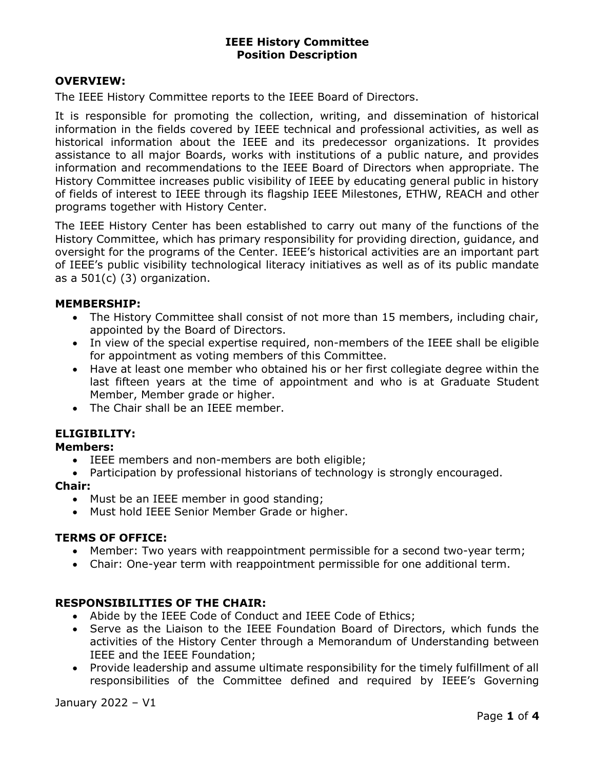# IEEE History Committee
## Position Description

### OVERVIEW:

The IEEE History Committee reports to the IEEE Board of Directors.

It is responsible for promoting the collection, writing, and dissemination of historical information in the fields covered by IEEE technical and professional activities, as well as historical information about the IEEE and its predecessor organizations. It provides assistance to all major Boards, works with institutions of a public nature, and provides information and recommendations to the IEEE Board of Directors when appropriate. The History Committee increases public visibility of IEEE by educating general public in history of fields of interest to IEEE through its flagship IEEE Milestones, ETHW, REACH and other programs together with History Center.

The IEEE History Center has been established to carry out many of the functions of the History Committee, which has primary responsibility for providing direction, guidance, and oversight for the programs of the Center. IEEE's historical activities are an important part of IEEE's public visibility technological literacy initiatives as well as of its public mandate as a 501(c) (3) organization.

### MEMBERSHIP:

- The History Committee shall consist of not more than 15 members, including chair, appointed by the Board of Directors.
- In view of the special expertise required, non-members of the IEEE shall be eligible for appointment as voting members of this Committee.
- Have at least one member who obtained his or her first collegiate degree within the last fifteen years at the time of appointment and who is at Graduate Student Member, Member grade or higher.
- The Chair shall be an IEEE member.

### ELIGIBILITY:

**Members:**

- IEEE members and non-members are both eligible;
- Participation by professional historians of technology is strongly encouraged.

**Chair:**

- Must be an IEEE member in good standing;
- Must hold IEEE Senior Member Grade or higher.

### TERMS OF OFFICE:

- Member: Two years with reappointment permissible for a second two-year term;
- Chair: One-year term with reappointment permissible for one additional term.

### RESPONSIBILITIES OF THE CHAIR:

- Abide by the IEEE Code of Conduct and IEEE Code of Ethics;
- Serve as the Liaison to the IEEE Foundation Board of Directors, which funds the activities of the History Center through a Memorandum of Understanding between IEEE and the IEEE Foundation;
- Provide leadership and assume ultimate responsibility for the timely fulfillment of all responsibilities of the Committee defined and required by IEEE's Governing

January 2022 – V1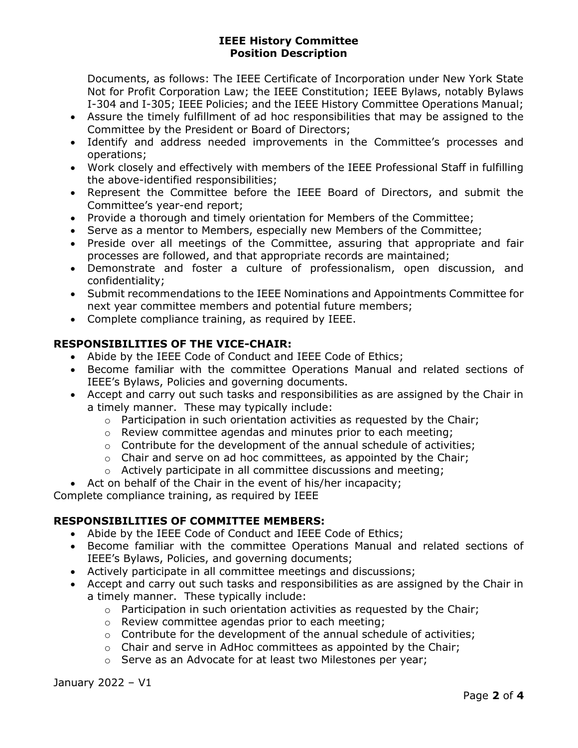Documents, as follows: The IEEE Certificate of Incorporation under New York State Not for Profit Corporation Law; the IEEE Constitution; IEEE Bylaws, notably Bylaws I-304 and I-305; IEEE Policies; and the IEEE History Committee Operations Manual;

- Assure the timely fulfillment of ad hoc responsibilities that may be assigned to the Committee by the President or Board of Directors;
- Identify and address needed improvements in the Committee's processes and operations;
- Work closely and effectively with members of the IEEE Professional Staff in fulfilling the above-identified responsibilities;
- Represent the Committee before the IEEE Board of Directors, and submit the Committee's year-end report;
- Provide a thorough and timely orientation for Members of the Committee;
- Serve as a mentor to Members, especially new Members of the Committee;
- Preside over all meetings of the Committee, assuring that appropriate and fair processes are followed, and that appropriate records are maintained;
- Demonstrate and foster a culture of professionalism, open discussion, and confidentiality;
- Submit recommendations to the IEEE Nominations and Appointments Committee for next year committee members and potential future members;
- Complete compliance training, as required by IEEE.

## RESPONSIBILITIES OF THE VICE-CHAIR:

- Abide by the IEEE Code of Conduct and IEEE Code of Ethics;
- Become familiar with the committee Operations Manual and related sections of IEEE's Bylaws, Policies and governing documents.
- Accept and carry out such tasks and responsibilities as are assigned by the Chair in a timely manner. These may typically include:
  - Participation in such orientation activities as requested by the Chair;
  - Review committee agendas and minutes prior to each meeting;
  - Contribute for the development of the annual schedule of activities;
  - Chair and serve on ad hoc committees, as appointed by the Chair;
  - Actively participate in all committee discussions and meeting;
- Act on behalf of the Chair in the event of his/her incapacity;

Complete compliance training, as required by IEEE

## RESPONSIBILITIES OF COMMITTEE MEMBERS:

- Abide by the IEEE Code of Conduct and IEEE Code of Ethics;
- Become familiar with the committee Operations Manual and related sections of IEEE's Bylaws, Policies, and governing documents;
- Actively participate in all committee meetings and discussions;
- Accept and carry out such tasks and responsibilities as are assigned by the Chair in a timely manner. These typically include:
  - Participation in such orientation activities as requested by the Chair;
  - Review committee agendas prior to each meeting;
  - Contribute for the development of the annual schedule of activities;
  - Chair and serve in AdHoc committees as appointed by the Chair;
  - Serve as an Advocate for at least two Milestones per year;

January 2022 – V1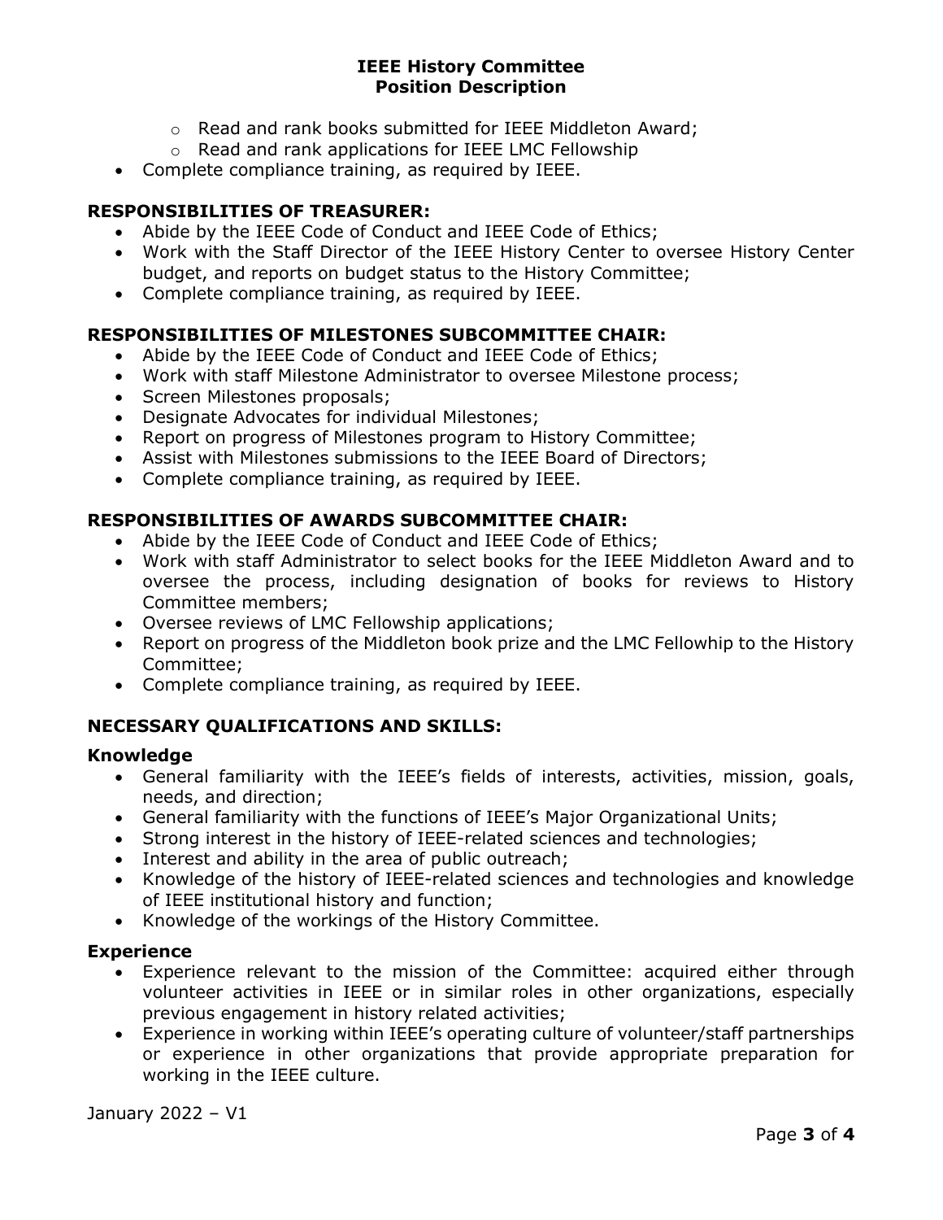- Read and rank books submitted for IEEE Middleton Award;
    - Read and rank applications for IEEE LMC Fellowship
- Complete compliance training, as required by IEEE.

### RESPONSIBILITIES OF TREASURER:

- Abide by the IEEE Code of Conduct and IEEE Code of Ethics;
- Work with the Staff Director of the IEEE History Center to oversee History Center budget, and reports on budget status to the History Committee;
- Complete compliance training, as required by IEEE.

### RESPONSIBILITIES OF MILESTONES SUBCOMMITTEE CHAIR:

- Abide by the IEEE Code of Conduct and IEEE Code of Ethics;
- Work with staff Milestone Administrator to oversee Milestone process;
- Screen Milestones proposals;
- Designate Advocates for individual Milestones;
- Report on progress of Milestones program to History Committee;
- Assist with Milestones submissions to the IEEE Board of Directors;
- Complete compliance training, as required by IEEE.

### RESPONSIBILITIES OF AWARDS SUBCOMMITTEE CHAIR:

- Abide by the IEEE Code of Conduct and IEEE Code of Ethics;
- Work with staff Administrator to select books for the IEEE Middleton Award and to oversee the process, including designation of books for reviews to History Committee members;
- Oversee reviews of LMC Fellowship applications;
- Report on progress of the Middleton book prize and the LMC Fellowhip to the History Committee;
- Complete compliance training, as required by IEEE.

### NECESSARY QUALIFICATIONS AND SKILLS:

#### Knowledge

- General familiarity with the IEEE's fields of interests, activities, mission, goals, needs, and direction;
- General familiarity with the functions of IEEE's Major Organizational Units;
- Strong interest in the history of IEEE-related sciences and technologies;
- Interest and ability in the area of public outreach;
- Knowledge of the history of IEEE-related sciences and technologies and knowledge of IEEE institutional history and function;
- Knowledge of the workings of the History Committee.

#### Experience

- Experience relevant to the mission of the Committee: acquired either through volunteer activities in IEEE or in similar roles in other organizations, especially previous engagement in history related activities;
- Experience in working within IEEE's operating culture of volunteer/staff partnerships or experience in other organizations that provide appropriate preparation for working in the IEEE culture.

January 2022 – V1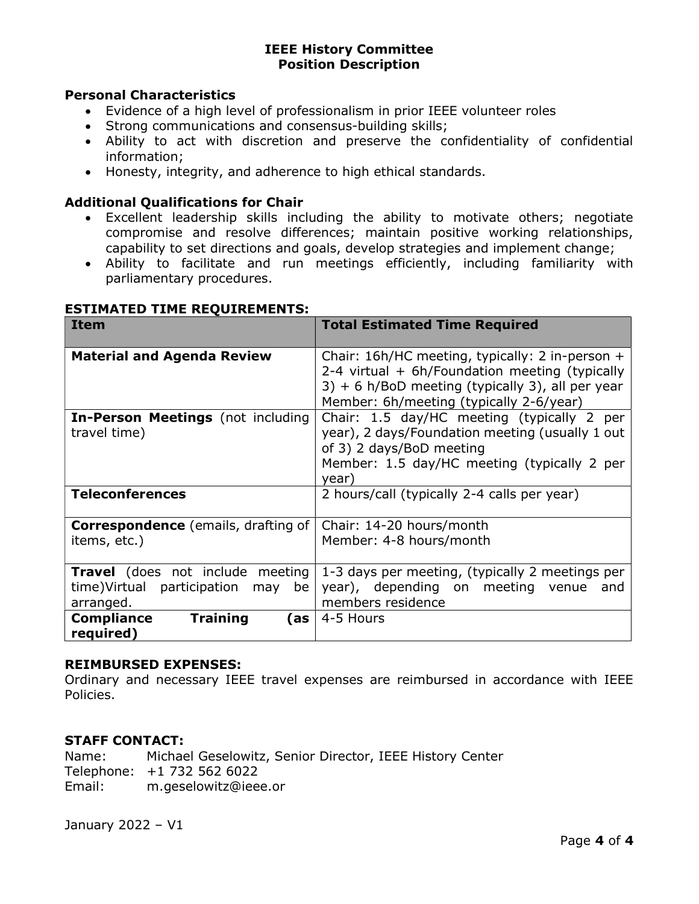**IEEE History Committee**
**Position Description**

### Personal Characteristics

- Evidence of a high level of professionalism in prior IEEE volunteer roles
- Strong communications and consensus-building skills;
- Ability to act with discretion and preserve the confidentiality of confidential information;
- Honesty, integrity, and adherence to high ethical standards.

### Additional Qualifications for Chair

- Excellent leadership skills including the ability to motivate others; negotiate compromise and resolve differences; maintain positive working relationships, capability to set directions and goals, develop strategies and implement change;
- Ability to facilitate and run meetings efficiently, including familiarity with parliamentary procedures.

### ESTIMATED TIME REQUIREMENTS:

| Item | Total Estimated Time Required |
|---|---|
| **Material and Agenda Review** | Chair: 16h/HC meeting, typically: 2 in-person + 2-4 virtual + 6h/Foundation meeting (typically 3) + 6 h/BoD meeting (typically 3), all per year<br>Member: 6h/meeting (typically 2-6/year) |
| **In-Person Meetings** (not including travel time) | Chair: 1.5 day/HC meeting (typically 2 per year), 2 days/Foundation meeting (usually 1 out of 3) 2 days/BoD meeting<br>Member: 1.5 day/HC meeting (typically 2 per year) |
| **Teleconferences** | 2 hours/call (typically 2-4 calls per year) |
| **Correspondence** (emails, drafting of items, etc.) | Chair: 14-20 hours/month<br>Member: 4-8 hours/month |
| **Travel** (does not include meeting time)Virtual participation may be arranged. | 1-3 days per meeting, (typically 2 meetings per year), depending on meeting venue and members residence |
| **Compliance Training (as required)** | 4-5 Hours |

### REIMBURSED EXPENSES:

Ordinary and necessary IEEE travel expenses are reimbursed in accordance with IEEE Policies.

### STAFF CONTACT:

Name: Michael Geselowitz, Senior Director, IEEE History Center
Telephone: +1 732 562 6022
Email: m.geselowitz@ieee.or

January 2022 – V1